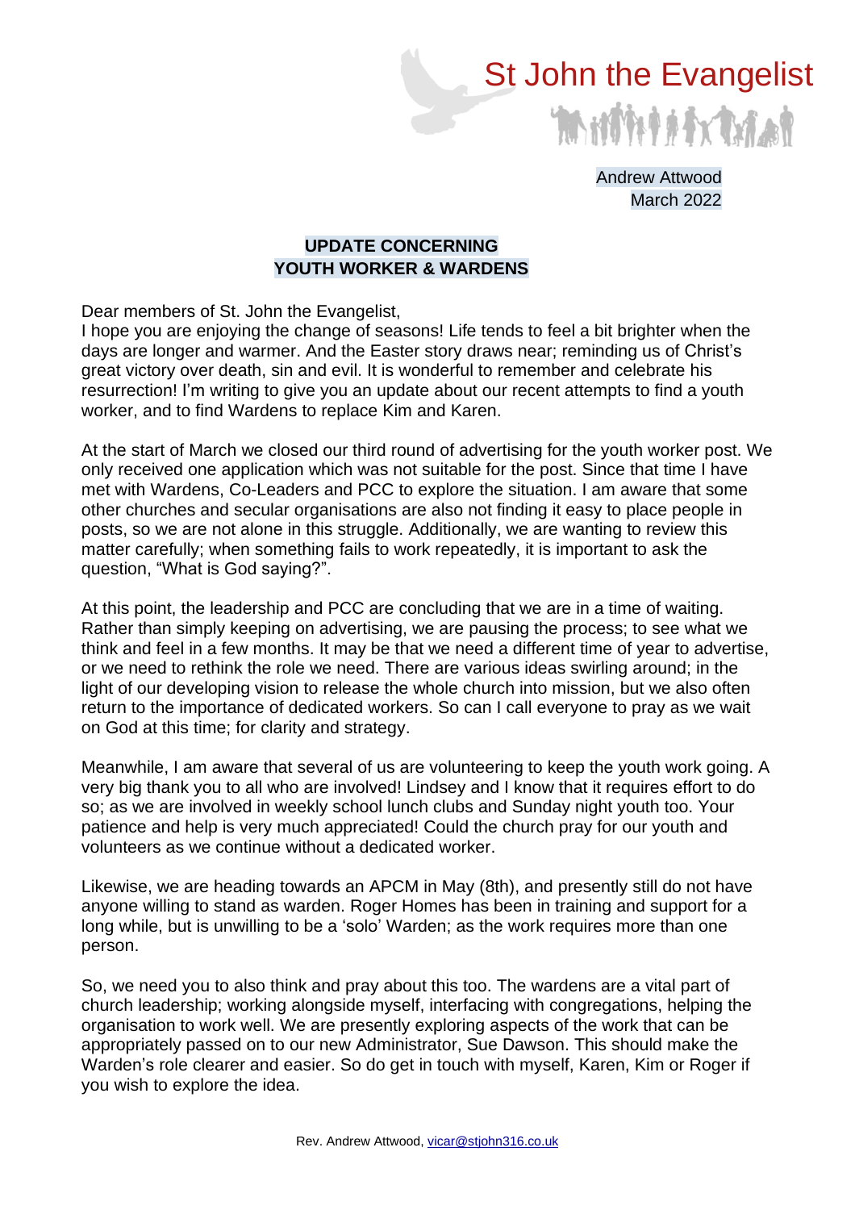St John the Evangelist

Andrew Attwood
March 2022

## UPDATE CONCERNING YOUTH WORKER & WARDENS

Dear members of St. John the Evangelist,
I hope you are enjoying the change of seasons! Life tends to feel a bit brighter when the days are longer and warmer. And the Easter story draws near; reminding us of Christ's great victory over death, sin and evil. It is wonderful to remember and celebrate his resurrection! I'm writing to give you an update about our recent attempts to find a youth worker, and to find Wardens to replace Kim and Karen.

At the start of March we closed our third round of advertising for the youth worker post. We only received one application which was not suitable for the post. Since that time I have met with Wardens, Co-Leaders and PCC to explore the situation. I am aware that some other churches and secular organisations are also not finding it easy to place people in posts, so we are not alone in this struggle. Additionally, we are wanting to review this matter carefully; when something fails to work repeatedly, it is important to ask the question, "What is God saying?".

At this point, the leadership and PCC are concluding that we are in a time of waiting. Rather than simply keeping on advertising, we are pausing the process; to see what we think and feel in a few months. It may be that we need a different time of year to advertise, or we need to rethink the role we need. There are various ideas swirling around; in the light of our developing vision to release the whole church into mission, but we also often return to the importance of dedicated workers. So can I call everyone to pray as we wait on God at this time; for clarity and strategy.

Meanwhile, I am aware that several of us are volunteering to keep the youth work going. A very big thank you to all who are involved! Lindsey and I know that it requires effort to do so; as we are involved in weekly school lunch clubs and Sunday night youth too. Your patience and help is very much appreciated! Could the church pray for our youth and volunteers as we continue without a dedicated worker.

Likewise, we are heading towards an APCM in May (8th), and presently still do not have anyone willing to stand as warden. Roger Homes has been in training and support for a long while, but is unwilling to be a 'solo' Warden; as the work requires more than one person.

So, we need you to also think and pray about this too. The wardens are a vital part of church leadership; working alongside myself, interfacing with congregations, helping the organisation to work well. We are presently exploring aspects of the work that can be appropriately passed on to our new Administrator, Sue Dawson. This should make the Warden's role clearer and easier. So do get in touch with myself, Karen, Kim or Roger if you wish to explore the idea.

Rev. Andrew Attwood, vicar@stjohn316.co.uk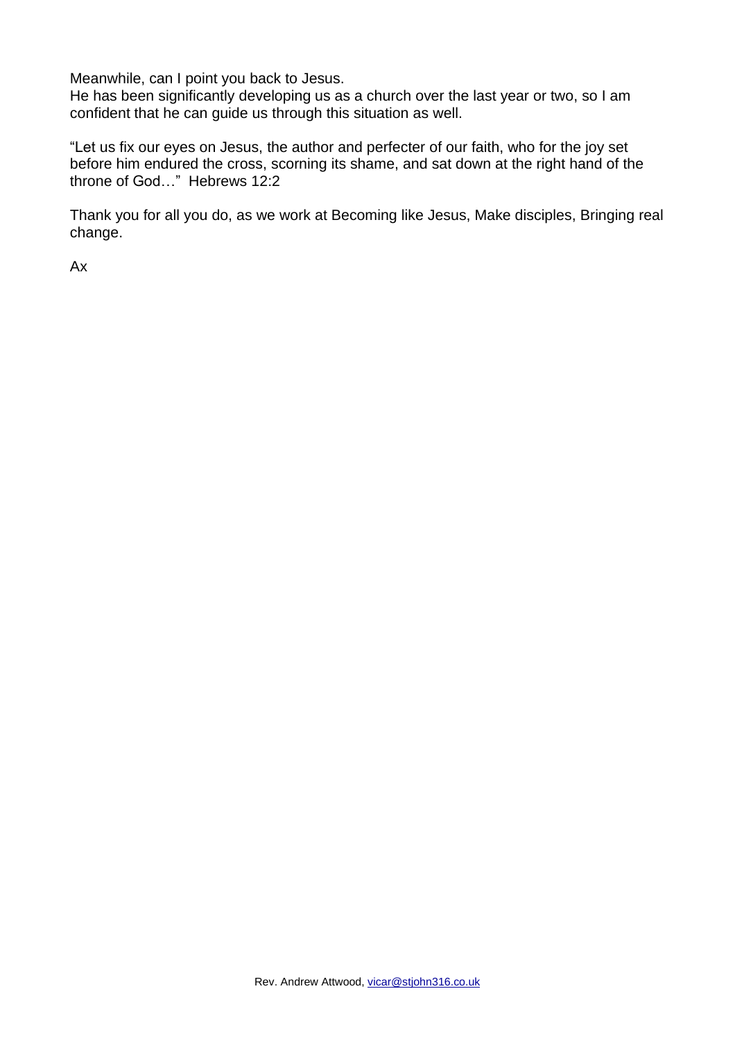Meanwhile, can I point you back to Jesus.
He has been significantly developing us as a church over the last year or two, so I am confident that he can guide us through this situation as well.

"Let us fix our eyes on Jesus, the author and perfecter of our faith, who for the joy set before him endured the cross, scorning its shame, and sat down at the right hand of the throne of God…" Hebrews 12:2

Thank you for all you do, as we work at Becoming like Jesus, Make disciples, Bringing real change.

Ax

Rev. Andrew Attwood, vicar@stjohn316.co.uk